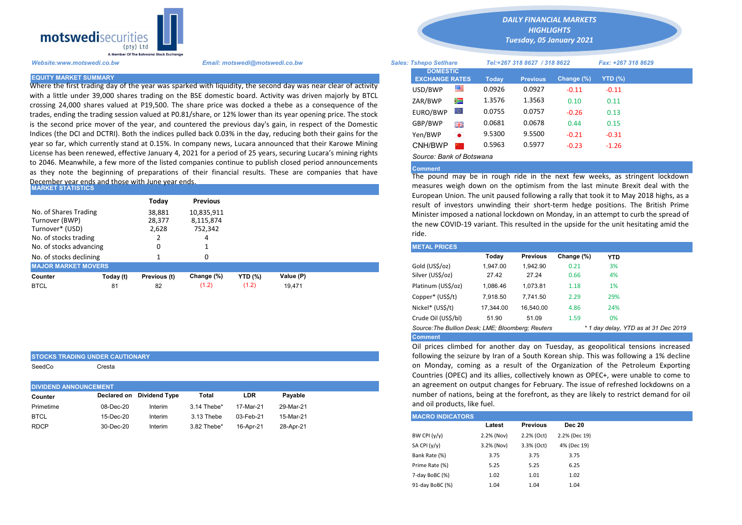# DAILY FINANCIAL MARKETS HIGHLIGHTS

*Tuesday, 05 January 2021*

motswedisecurities (pty) Ltd — A Member Of The Botswana Stock Exchange

*Website:www.motswedi.co.bw* | *Email: motswedi@motswedi.co.bw* | *Sales: Tshepo Setlhare* | *Tel:+267 318 8627 / 318 8622* | *Fax: +267 318 8629*

## EQUITY MARKET SUMMARY

Where the first trading day of the year was sparked with liquidity, the second day was near clear of activity with a little under 39,000 shares trading on the BSE domestic board. Activity was driven majorly by BTCL crossing 24,000 shares valued at P19,500. The share price was docked a thebe as a consequence of the trades, ending the trading session valued at P0.81/share, or 12% lower than its year opening price. This stock is the second price mover of the year, and countered the previous day's gain, in respect of the Domestic Indices (the DCI and DCTRI). Both the indices pulled back 0.03% in the day, reducing both their gains for the year so far, which currently stand at 0.15%. In company news, Lucara announced that their Karowe Mining License has been renewed, effective January 4, 2021 for a period of 25 years, securing Lucara's mining rights to 2046. Meanwhile, a few more of the listed companies continue to publish closed period announcements as they note the beginning of preparations of their financial results. These are companies that have December year ends and those with June year ends.

## MARKET STATISTICS

| | Today | Previous |
|---|---|---|
| No. of Shares Trading | 38,881 | 10,835,911 |
| Turnover (BWP) | 28,377 | 8,115,874 |
| Turnover* (USD) | 2,628 | 752,342 |
| No. of stocks trading | 2 | 4 |
| No. of stocks advancing | 0 | 1 |
| No. of stocks declining | 1 | 0 |

## MAJOR MARKET MOVERS

| Counter | Today (t) | Previous (t) | Change (%) | YTD (%) | Value (P) |
|---|---|---|---|---|---|
| BTCL | 81 | 82 | (1.2) | (1.2) | 19,471 |

## STOCKS TRADING UNDER CAUTIONARY

SeedCo | Cresta

## DIVIDEND ANNOUNCEMENT

| Counter | Declared on | Dividend Type | Total | LDR | Payable |
|---|---|---|---|---|---|
| Primetime | 08-Dec-20 | Interim | 3.14 Thebe* | 17-Mar-21 | 29-Mar-21 |
| BTCL | 15-Dec-20 | Interim | 3.13 Thebe | 03-Feb-21 | 15-Mar-21 |
| RDCP | 30-Dec-20 | Interim | 3.82 Thebe* | 16-Apr-21 | 28-Apr-21 |

## DOMESTIC EXCHANGE RATES

| | Today | Previous | Change (%) | YTD (%) |
|---|---|---|---|---|
| USD/BWP | 0.0926 | 0.0927 | -0.11 | -0.11 |
| ZAR/BWP | 1.3576 | 1.3563 | 0.10 | 0.11 |
| EURO/BWP | 0.0755 | 0.0757 | -0.26 | 0.13 |
| GBP/BWP | 0.0681 | 0.0678 | 0.44 | 0.15 |
| Yen/BWP | 9.5300 | 9.5500 | -0.21 | -0.31 |
| CNH/BWP | 0.5963 | 0.5977 | -0.23 | -1.26 |

*Source: Bank of Botswana*

### Comment

The pound may be in rough ride in the next few weeks, as stringent lockdown measures weigh down on the optimism from the last minute Brexit deal with the European Union. The unit paused following a rally that took it to May 2018 highs, as a result of investors unwinding their short-term hedge positions. The British Prime Minister imposed a national lockdown on Monday, in an attempt to curb the spread of the new COVID-19 variant. This resulted in the upside for the unit hesitating amid the ride.

## METAL PRICES

| | Today | Previous | Change (%) | YTD |
|---|---|---|---|---|
| Gold (US$/oz) | 1,947.00 | 1,942.90 | 0.21 | 3% |
| Silver (US$/oz) | 27.42 | 27.24 | 0.66 | 4% |
| Platinum (US$/oz) | 1,086.46 | 1,073.81 | 1.18 | 1% |
| Copper* (US$/t) | 7,918.50 | 7,741.50 | 2.29 | 29% |
| Nickel* (US$/t) | 17,344.00 | 16,540.00 | 4.86 | 24% |
| Crude Oil (US$/bl) | 51.90 | 51.09 | 1.59 | 0% |

*Source:The Bullion Desk; LME; Bloomberg; Reuters* — *\* 1 day delay, YTD as at 31 Dec 2019*

### Comment

Oil prices climbed for another day on Tuesday, as geopolitical tensions increased following the seizure by Iran of a South Korean ship. This was following a 1% decline on Monday, coming as a result of the Organization of the Petroleum Exporting Countries (OPEC) and its allies, collectively known as OPEC+, were unable to come to an agreement on output changes for February. The issue of refreshed lockdowns on a number of nations, being at the forefront, as they are likely to restrict demand for oil and oil products, like fuel.

## MACRO INDICATORS

| | Latest | Previous | Dec 20 |
|---|---|---|---|
| BW CPI (y/y) | 2.2% (Nov) | 2.2% (Oct) | 2.2% (Dec 19) |
| SA CPI (y/y) | 3.2% (Nov) | 3.3% (Oct) | 4% (Dec 19) |
| Bank Rate (%) | 3.75 | 3.75 | 3.75 |
| Prime Rate (%) | 5.25 | 5.25 | 6.25 |
| 7-day BoBC (%) | 1.02 | 1.01 | 1.02 |
| 91-day BoBC (%) | 1.04 | 1.04 | 1.04 |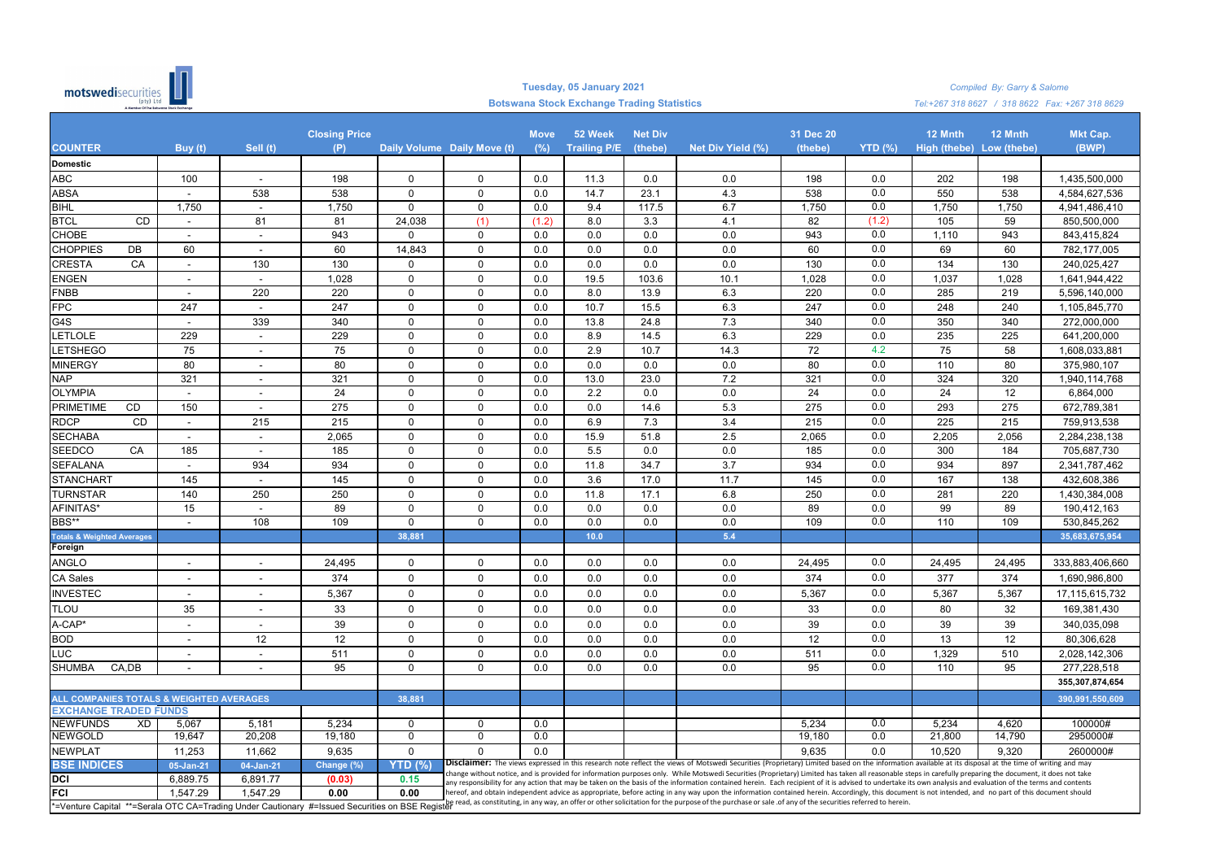motswedisecurities (pty) Ltd
A Member Of The Botswana Stock Exchange

**Tuesday, 05 January 2021**

**Botswana Stock Exchange Trading Statistics**

*Compiled By: Garry & Salome*

*Tel:+267 318 8627 / 318 8622 Fax: +267 318 8629*

| COUNTER | | Buy (t) | Sell (t) | Closing Price (P) | Daily Volume | Daily Move (t) | Move (%) | 52 Week Trailing P/E | Net Div (thebe) | Net Div Yield (%) | 31 Dec 20 (thebe) | YTD (%) | 12 Mnth High (thebe) | 12 Mnth Low (thebe) | Mkt Cap. (BWP) |
|---|---|---|---|---|---|---|---|---|---|---|---|---|---|---|---|
| **Domestic** | | | | | | | | | | | | | | | |
| ABC | | 100 | - | 198 | 0 | 0 | 0.0 | 11.3 | 0.0 | 0.0 | 198 | 0.0 | 202 | 198 | 1,435,500,000 |
| ABSA | | - | 538 | 538 | 0 | 0 | 0.0 | 14.7 | 23.1 | 4.3 | 538 | 0.0 | 550 | 538 | 4,584,627,536 |
| BIHL | | 1,750 | - | 1,750 | 0 | 0 | 0.0 | 9.4 | 117.5 | 6.7 | 1,750 | 0.0 | 1,750 | 1,750 | 4,941,486,410 |
| BTCL | CD | - | 81 | 81 | 24,038 | (1) | (1.2) | 8.0 | 3.3 | 4.1 | 82 | (1.2) | 105 | 59 | 850,500,000 |
| CHOBE | | - | - | 943 | 0 | 0 | 0.0 | 0.0 | 0.0 | 0.0 | 943 | 0.0 | 1,110 | 943 | 843,415,824 |
| CHOPPIES | DB | 60 | - | 60 | 14,843 | 0 | 0.0 | 0.0 | 0.0 | 0.0 | 60 | 0.0 | 69 | 60 | 782,177,005 |
| CRESTA | CA | - | 130 | 130 | 0 | 0 | 0.0 | 0.0 | 0.0 | 0.0 | 130 | 0.0 | 134 | 130 | 240,025,427 |
| ENGEN | | - | - | 1,028 | 0 | 0 | 0.0 | 19.5 | 103.6 | 10.1 | 1,028 | 0.0 | 1,037 | 1,028 | 1,641,944,422 |
| FNBB | | - | 220 | 220 | 0 | 0 | 0.0 | 8.0 | 13.9 | 6.3 | 220 | 0.0 | 285 | 219 | 5,596,140,000 |
| FPC | | 247 | - | 247 | 0 | 0 | 0.0 | 10.7 | 15.5 | 6.3 | 247 | 0.0 | 248 | 240 | 1,105,845,770 |
| G4S | | - | 339 | 340 | 0 | 0 | 0.0 | 13.8 | 24.8 | 7.3 | 340 | 0.0 | 350 | 340 | 272,000,000 |
| LETLOLE | | 229 | - | 229 | 0 | 0 | 0.0 | 8.9 | 14.5 | 6.3 | 229 | 0.0 | 235 | 225 | 641,200,000 |
| LETSHEGO | | 75 | - | 75 | 0 | 0 | 0.0 | 2.9 | 10.7 | 14.3 | 72 | 4.2 | 75 | 58 | 1,608,033,881 |
| MINERGY | | 80 | - | 80 | 0 | 0 | 0.0 | 0.0 | 0.0 | 0.0 | 80 | 0.0 | 110 | 80 | 375,980,107 |
| NAP | | 321 | - | 321 | 0 | 0 | 0.0 | 13.0 | 23.0 | 7.2 | 321 | 0.0 | 324 | 320 | 1,940,114,768 |
| OLYMPIA | | - | - | 24 | 0 | 0 | 0.0 | 2.2 | 0.0 | 0.0 | 24 | 0.0 | 24 | 12 | 6,864,000 |
| PRIMETIME | CD | 150 | - | 275 | 0 | 0 | 0.0 | 0.0 | 14.6 | 5.3 | 275 | 0.0 | 293 | 275 | 672,789,381 |
| RDCP | CD | - | 215 | 215 | 0 | 0 | 0.0 | 6.9 | 7.3 | 3.4 | 215 | 0.0 | 225 | 215 | 759,913,538 |
| SECHABA | | - | - | 2,065 | 0 | 0 | 0.0 | 15.9 | 51.8 | 2.5 | 2,065 | 0.0 | 2,205 | 2,056 | 2,284,238,138 |
| SEEDCO | CA | 185 | - | 185 | 0 | 0 | 0.0 | 5.5 | 0.0 | 0.0 | 185 | 0.0 | 300 | 184 | 705,687,730 |
| SEFALANA | | - | 934 | 934 | 0 | 0 | 0.0 | 11.8 | 34.7 | 3.7 | 934 | 0.0 | 934 | 897 | 2,341,787,462 |
| STANCHART | | 145 | - | 145 | 0 | 0 | 0.0 | 3.6 | 17.0 | 11.7 | 145 | 0.0 | 167 | 138 | 432,608,386 |
| TURNSTAR | | 140 | 250 | 250 | 0 | 0 | 0.0 | 11.8 | 17.1 | 6.8 | 250 | 0.0 | 281 | 220 | 1,430,384,008 |
| AFINITAS* | | 15 | - | 89 | 0 | 0 | 0.0 | 0.0 | 0.0 | 0.0 | 89 | 0.0 | 99 | 89 | 190,412,163 |
| BBS** | | - | 108 | 109 | 0 | 0 | 0.0 | 0.0 | 0.0 | 0.0 | 109 | 0.0 | 110 | 109 | 530,845,262 |
| **Totals & Weighted Averages** | | | | | **38,881** | | | **10.0** | | **5.4** | | | | | **35,683,675,954** |
| **Foreign** | | | | | | | | | | | | | | | |
| ANGLO | | - | - | 24,495 | 0 | 0 | 0.0 | 0.0 | 0.0 | 0.0 | 24,495 | 0.0 | 24,495 | 24,495 | 333,883,406,660 |
| CA Sales | | - | - | 374 | 0 | 0 | 0.0 | 0.0 | 0.0 | 0.0 | 374 | 0.0 | 377 | 374 | 1,690,986,800 |
| INVESTEC | | - | - | 5,367 | 0 | 0 | 0.0 | 0.0 | 0.0 | 0.0 | 5,367 | 0.0 | 5,367 | 5,367 | 17,115,615,732 |
| TLOU | | 35 | - | 33 | 0 | 0 | 0.0 | 0.0 | 0.0 | 0.0 | 33 | 0.0 | 80 | 32 | 169,381,430 |
| A-CAP* | | - | - | 39 | 0 | 0 | 0.0 | 0.0 | 0.0 | 0.0 | 39 | 0.0 | 39 | 39 | 340,035,098 |
| BOD | | - | 12 | 12 | 0 | 0 | 0.0 | 0.0 | 0.0 | 0.0 | 12 | 0.0 | 13 | 12 | 80,306,628 |
| LUC | | - | - | 511 | 0 | 0 | 0.0 | 0.0 | 0.0 | 0.0 | 511 | 0.0 | 1,329 | 510 | 2,028,142,306 |
| SHUMBA | CA,DB | - | - | 95 | 0 | 0 | 0.0 | 0.0 | 0.0 | 0.0 | 95 | 0.0 | 110 | 95 | 277,228,518 |
| | | | | | | | | | | | | | | | **355,307,874,654** |
| **ALL COMPANIES TOTALS & WEIGHTED AVERAGES** | | | | | **38,881** | | | | | | | | | | **390,991,550,609** |
| **EXCHANGE TRADED FUNDS** | | | | | | | | | | | | | | | |
| NEWFUNDS | XD | 5,067 | 5,181 | 5,234 | 0 | 0 | 0.0 | | | | 5,234 | 0.0 | 5,234 | 4,620 | 100000# |
| NEWGOLD | | 19,647 | 20,208 | 19,180 | 0 | 0 | 0.0 | | | | 19,180 | 0.0 | 21,800 | 14,790 | 2950000# |
| NEWPLAT | | 11,253 | 11,662 | 9,635 | 0 | 0 | 0.0 | | | | 9,635 | 0.0 | 10,520 | 9,320 | 2600000# |

| BSE INDICES | 05-Jan-21 | 04-Jan-21 | Change (%) | YTD (%) |
|---|---|---|---|---|
| DCI | 6,889.75 | 6,891.77 | (0.03) | 0.15 |
| FCI | 1,547.29 | 1,547.29 | 0.00 | 0.00 |

*=Venture Capital **=Serala OTC CA=Trading Under Cautionary #=Issued Securities on BSE Register

**Disclaimer:** The views expressed in this research note reflect the views of Motswedi Securities (Proprietary) Limited based on the information available at its disposal at the time of writing and may change without notice, and is provided for information purposes only. While Motswedi Securities (Proprietary) Limited has taken all reasonable steps in carefully preparing the document, it does not take any responsibility for any action that may be taken on the basis of the information contained herein. Each recipient of it is advised to undertake its own analysis and evaluation of the terms and contents hereof, and obtain independent advice as appropriate, before acting in any way upon the information contained herein. Accordingly, this document is not intended, and no part of this document should be read, as constituting, in any way, an offer or other solicitation for the purpose of the purchase or sale .of any of the securities referred to herein.